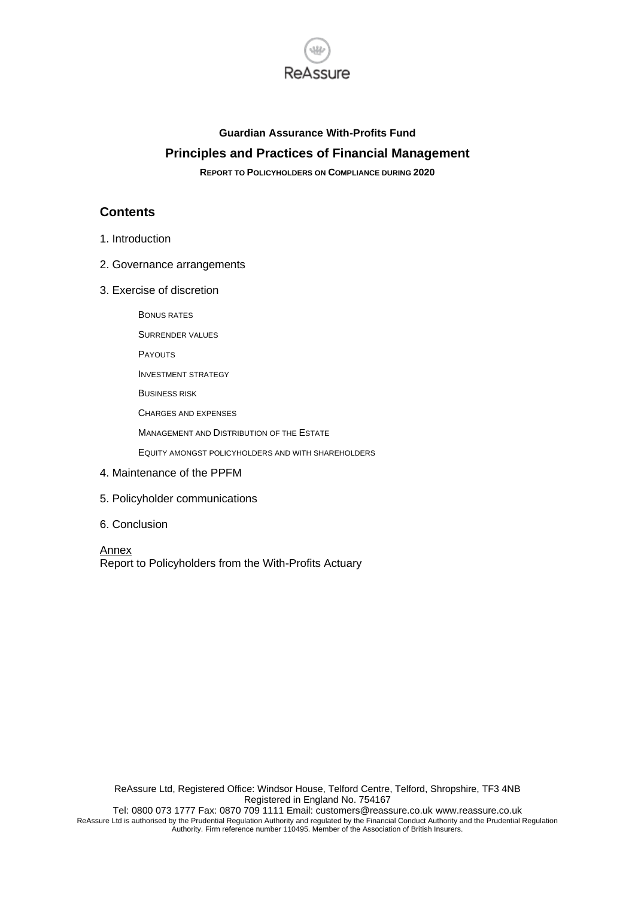ReAssure

**Guardian Assurance With-Profits Fund**

# Principles and Practices of Financial Management

**REPORT TO POLICYHOLDERS ON COMPLIANCE DURING 2020**

## Contents

1. Introduction
2. Governance arrangements
3. Exercise of discretion
   - BONUS RATES
   - SURRENDER VALUES
   - PAYOUTS
   - INVESTMENT STRATEGY
   - BUSINESS RISK
   - CHARGES AND EXPENSES
   - MANAGEMENT AND DISTRIBUTION OF THE ESTATE
   - EQUITY AMONGST POLICYHOLDERS AND WITH SHAREHOLDERS
4. Maintenance of the PPFM
5. Policyholder communications
6. Conclusion

Annex
Report to Policyholders from the With-Profits Actuary

ReAssure Ltd, Registered Office: Windsor House, Telford Centre, Telford, Shropshire, TF3 4NB
Registered in England No. 754167
Tel: 0800 073 1777 Fax: 0870 709 1111 Email: customers@reassure.co.uk www.reassure.co.uk
ReAssure Ltd is authorised by the Prudential Regulation Authority and regulated by the Financial Conduct Authority and the Prudential Regulation Authority. Firm reference number 110495. Member of the Association of British Insurers.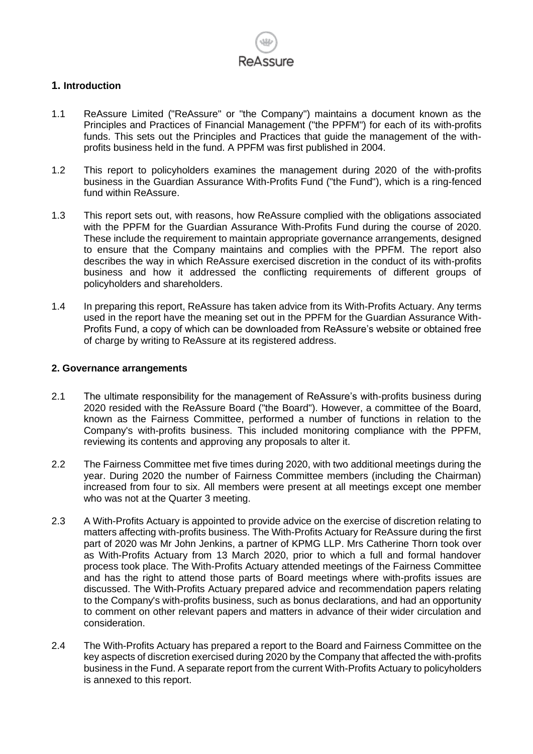## 1. Introduction

1.1 ReAssure Limited ("ReAssure" or "the Company") maintains a document known as the Principles and Practices of Financial Management ("the PPFM") for each of its with-profits funds. This sets out the Principles and Practices that guide the management of the with-profits business held in the fund. A PPFM was first published in 2004.

1.2 This report to policyholders examines the management during 2020 of the with-profits business in the Guardian Assurance With-Profits Fund ("the Fund"), which is a ring-fenced fund within ReAssure.

1.3 This report sets out, with reasons, how ReAssure complied with the obligations associated with the PPFM for the Guardian Assurance With-Profits Fund during the course of 2020. These include the requirement to maintain appropriate governance arrangements, designed to ensure that the Company maintains and complies with the PPFM. The report also describes the way in which ReAssure exercised discretion in the conduct of its with-profits business and how it addressed the conflicting requirements of different groups of policyholders and shareholders.

1.4 In preparing this report, ReAssure has taken advice from its With-Profits Actuary. Any terms used in the report have the meaning set out in the PPFM for the Guardian Assurance With-Profits Fund, a copy of which can be downloaded from ReAssure's website or obtained free of charge by writing to ReAssure at its registered address.

## 2. Governance arrangements

2.1 The ultimate responsibility for the management of ReAssure's with-profits business during 2020 resided with the ReAssure Board ("the Board"). However, a committee of the Board, known as the Fairness Committee, performed a number of functions in relation to the Company's with-profits business. This included monitoring compliance with the PPFM, reviewing its contents and approving any proposals to alter it.

2.2 The Fairness Committee met five times during 2020, with two additional meetings during the year. During 2020 the number of Fairness Committee members (including the Chairman) increased from four to six. All members were present at all meetings except one member who was not at the Quarter 3 meeting.

2.3 A With-Profits Actuary is appointed to provide advice on the exercise of discretion relating to matters affecting with-profits business. The With-Profits Actuary for ReAssure during the first part of 2020 was Mr John Jenkins, a partner of KPMG LLP. Mrs Catherine Thorn took over as With-Profits Actuary from 13 March 2020, prior to which a full and formal handover process took place. The With-Profits Actuary attended meetings of the Fairness Committee and has the right to attend those parts of Board meetings where with-profits issues are discussed. The With-Profits Actuary prepared advice and recommendation papers relating to the Company's with-profits business, such as bonus declarations, and had an opportunity to comment on other relevant papers and matters in advance of their wider circulation and consideration.

2.4 The With-Profits Actuary has prepared a report to the Board and Fairness Committee on the key aspects of discretion exercised during 2020 by the Company that affected the with-profits business in the Fund. A separate report from the current With-Profits Actuary to policyholders is annexed to this report.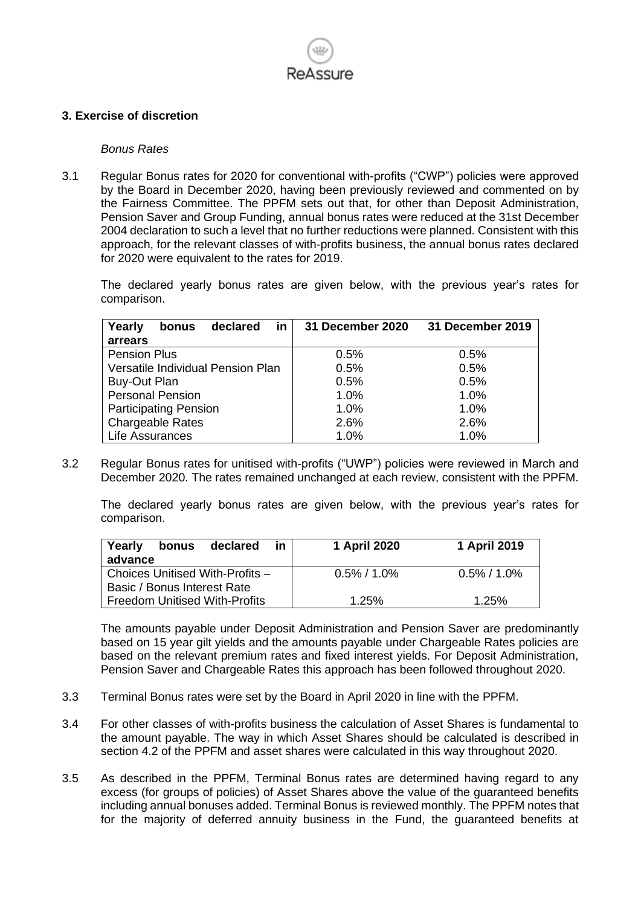## 3. Exercise of discretion

*Bonus Rates*

3.1 Regular Bonus rates for 2020 for conventional with-profits ("CWP") policies were approved by the Board in December 2020, having been previously reviewed and commented on by the Fairness Committee. The PPFM sets out that, for other than Deposit Administration, Pension Saver and Group Funding, annual bonus rates were reduced at the 31st December 2004 declaration to such a level that no further reductions were planned. Consistent with this approach, for the relevant classes of with-profits business, the annual bonus rates declared for 2020 were equivalent to the rates for 2019.

The declared yearly bonus rates are given below, with the previous year's rates for comparison.

| Yearly bonus declared in arrears | 31 December 2020 | 31 December 2019 |
|---|---|---|
| Pension Plus | 0.5% | 0.5% |
| Versatile Individual Pension Plan | 0.5% | 0.5% |
| Buy-Out Plan | 0.5% | 0.5% |
| Personal Pension | 1.0% | 1.0% |
| Participating Pension | 1.0% | 1.0% |
| Chargeable Rates | 2.6% | 2.6% |
| Life Assurances | 1.0% | 1.0% |

3.2 Regular Bonus rates for unitised with-profits ("UWP") policies were reviewed in March and December 2020. The rates remained unchanged at each review, consistent with the PPFM.

The declared yearly bonus rates are given below, with the previous year's rates for comparison.

| Yearly bonus declared in advance | 1 April 2020 | 1 April 2019 |
|---|---|---|
| Choices Unitised With-Profits – Basic / Bonus Interest Rate | 0.5% / 1.0% | 0.5% / 1.0% |
| Freedom Unitised With-Profits | 1.25% | 1.25% |

The amounts payable under Deposit Administration and Pension Saver are predominantly based on 15 year gilt yields and the amounts payable under Chargeable Rates policies are based on the relevant premium rates and fixed interest yields. For Deposit Administration, Pension Saver and Chargeable Rates this approach has been followed throughout 2020.

3.3 Terminal Bonus rates were set by the Board in April 2020 in line with the PPFM.

3.4 For other classes of with-profits business the calculation of Asset Shares is fundamental to the amount payable. The way in which Asset Shares should be calculated is described in section 4.2 of the PPFM and asset shares were calculated in this way throughout 2020.

3.5 As described in the PPFM, Terminal Bonus rates are determined having regard to any excess (for groups of policies) of Asset Shares above the value of the guaranteed benefits including annual bonuses added. Terminal Bonus is reviewed monthly. The PPFM notes that for the majority of deferred annuity business in the Fund, the guaranteed benefits at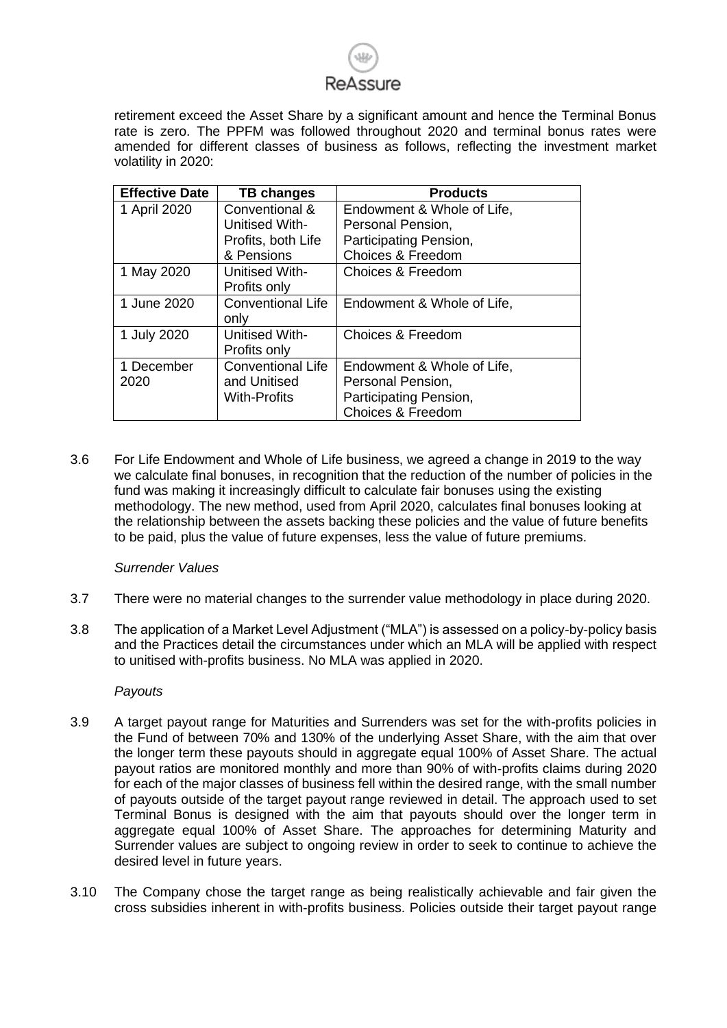retirement exceed the Asset Share by a significant amount and hence the Terminal Bonus rate is zero. The PPFM was followed throughout 2020 and terminal bonus rates were amended for different classes of business as follows, reflecting the investment market volatility in 2020:

| Effective Date | TB changes | Products |
|---|---|---|
| 1 April 2020 | Conventional & Unitised With-Profits, both Life & Pensions | Endowment & Whole of Life, Personal Pension, Participating Pension, Choices & Freedom |
| 1 May 2020 | Unitised With-Profits only | Choices & Freedom |
| 1 June 2020 | Conventional Life only | Endowment & Whole of Life, |
| 1 July 2020 | Unitised With-Profits only | Choices & Freedom |
| 1 December 2020 | Conventional Life and Unitised With-Profits | Endowment & Whole of Life, Personal Pension, Participating Pension, Choices & Freedom |

3.6 For Life Endowment and Whole of Life business, we agreed a change in 2019 to the way we calculate final bonuses, in recognition that the reduction of the number of policies in the fund was making it increasingly difficult to calculate fair bonuses using the existing methodology. The new method, used from April 2020, calculates final bonuses looking at the relationship between the assets backing these policies and the value of future benefits to be paid, plus the value of future expenses, less the value of future premiums.

*Surrender Values*

3.7 There were no material changes to the surrender value methodology in place during 2020.

3.8 The application of a Market Level Adjustment ("MLA") is assessed on a policy-by-policy basis and the Practices detail the circumstances under which an MLA will be applied with respect to unitised with-profits business. No MLA was applied in 2020.

*Payouts*

3.9 A target payout range for Maturities and Surrenders was set for the with-profits policies in the Fund of between 70% and 130% of the underlying Asset Share, with the aim that over the longer term these payouts should in aggregate equal 100% of Asset Share. The actual payout ratios are monitored monthly and more than 90% of with-profits claims during 2020 for each of the major classes of business fell within the desired range, with the small number of payouts outside of the target payout range reviewed in detail. The approach used to set Terminal Bonus is designed with the aim that payouts should over the longer term in aggregate equal 100% of Asset Share. The approaches for determining Maturity and Surrender values are subject to ongoing review in order to seek to continue to achieve the desired level in future years.

3.10 The Company chose the target range as being realistically achievable and fair given the cross subsidies inherent in with-profits business. Policies outside their target payout range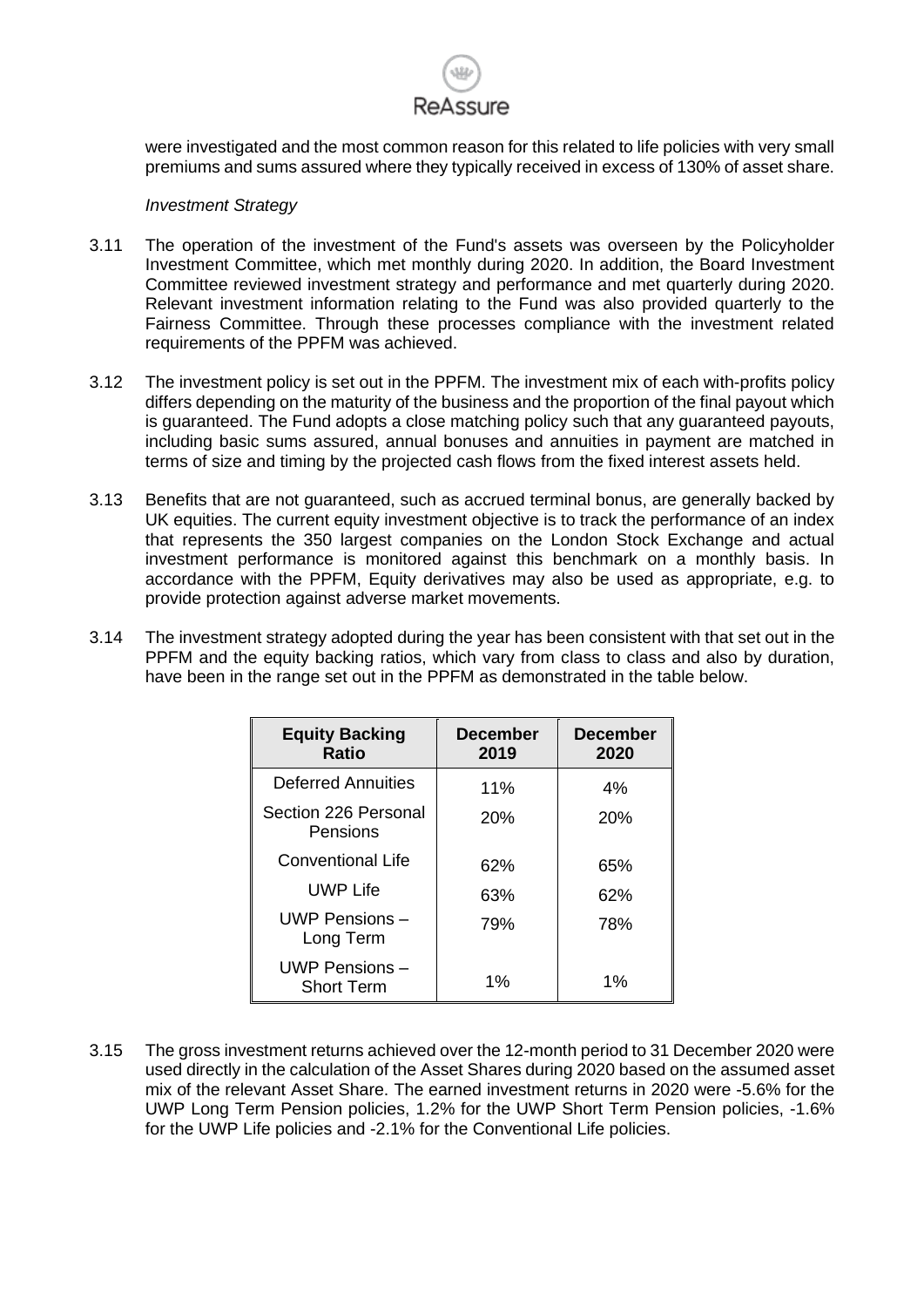were investigated and the most common reason for this related to life policies with very small premiums and sums assured where they typically received in excess of 130% of asset share.

*Investment Strategy*

3.11 The operation of the investment of the Fund's assets was overseen by the Policyholder Investment Committee, which met monthly during 2020. In addition, the Board Investment Committee reviewed investment strategy and performance and met quarterly during 2020. Relevant investment information relating to the Fund was also provided quarterly to the Fairness Committee. Through these processes compliance with the investment related requirements of the PPFM was achieved.

3.12 The investment policy is set out in the PPFM. The investment mix of each with-profits policy differs depending on the maturity of the business and the proportion of the final payout which is guaranteed. The Fund adopts a close matching policy such that any guaranteed payouts, including basic sums assured, annual bonuses and annuities in payment are matched in terms of size and timing by the projected cash flows from the fixed interest assets held.

3.13 Benefits that are not guaranteed, such as accrued terminal bonus, are generally backed by UK equities. The current equity investment objective is to track the performance of an index that represents the 350 largest companies on the London Stock Exchange and actual investment performance is monitored against this benchmark on a monthly basis. In accordance with the PPFM, Equity derivatives may also be used as appropriate, e.g. to provide protection against adverse market movements.

3.14 The investment strategy adopted during the year has been consistent with that set out in the PPFM and the equity backing ratios, which vary from class to class and also by duration, have been in the range set out in the PPFM as demonstrated in the table below.

| Equity Backing Ratio | December 2019 | December 2020 |
|---|---|---|
| Deferred Annuities | 11% | 4% |
| Section 226 Personal Pensions | 20% | 20% |
| Conventional Life | 62% | 65% |
| UWP Life | 63% | 62% |
| UWP Pensions – Long Term | 79% | 78% |
| UWP Pensions – Short Term | 1% | 1% |

3.15 The gross investment returns achieved over the 12-month period to 31 December 2020 were used directly in the calculation of the Asset Shares during 2020 based on the assumed asset mix of the relevant Asset Share. The earned investment returns in 2020 were -5.6% for the UWP Long Term Pension policies, 1.2% for the UWP Short Term Pension policies, -1.6% for the UWP Life policies and -2.1% for the Conventional Life policies.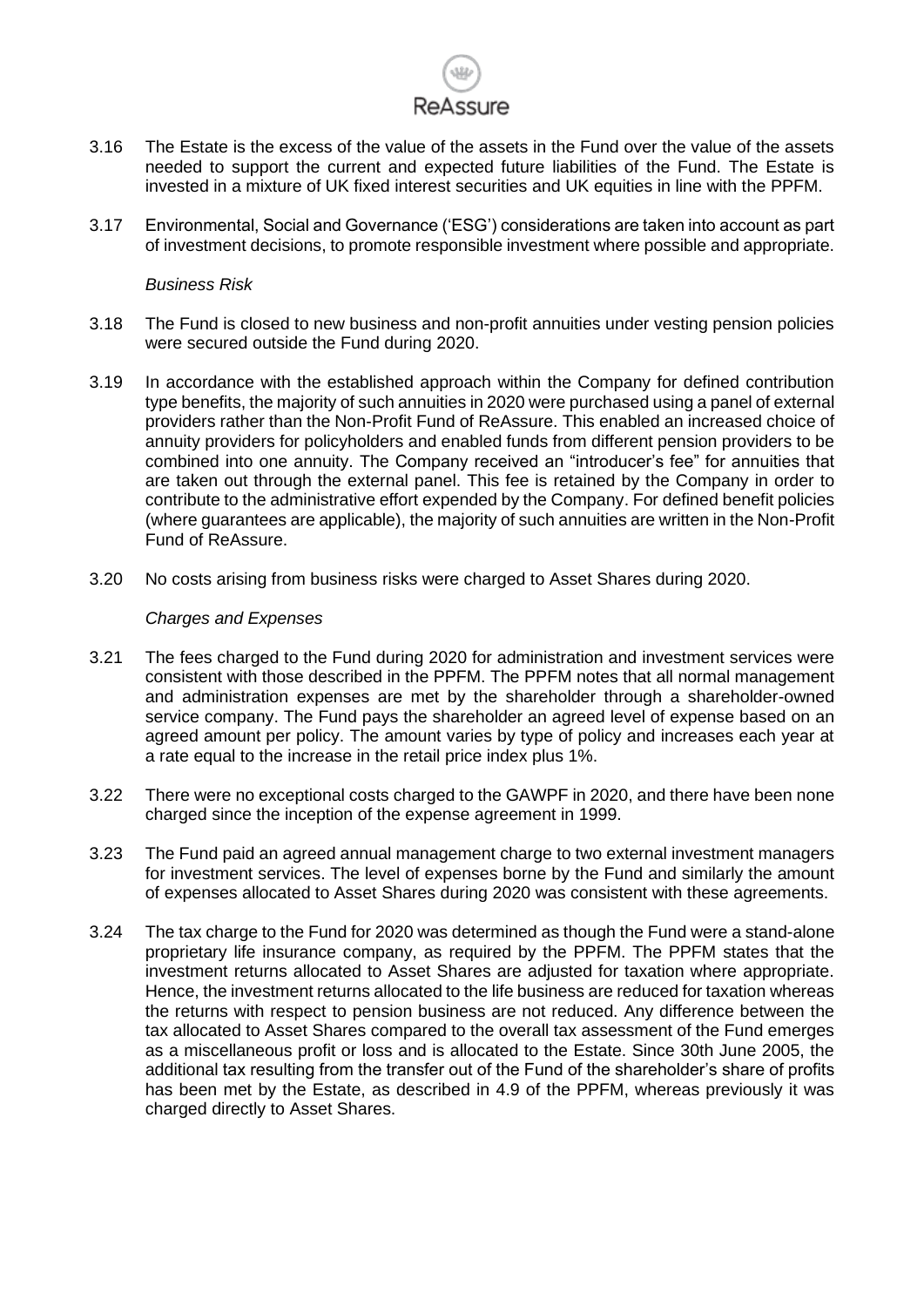3.16 The Estate is the excess of the value of the assets in the Fund over the value of the assets needed to support the current and expected future liabilities of the Fund. The Estate is invested in a mixture of UK fixed interest securities and UK equities in line with the PPFM.

3.17 Environmental, Social and Governance ('ESG') considerations are taken into account as part of investment decisions, to promote responsible investment where possible and appropriate.

*Business Risk*

3.18 The Fund is closed to new business and non-profit annuities under vesting pension policies were secured outside the Fund during 2020.

3.19 In accordance with the established approach within the Company for defined contribution type benefits, the majority of such annuities in 2020 were purchased using a panel of external providers rather than the Non-Profit Fund of ReAssure. This enabled an increased choice of annuity providers for policyholders and enabled funds from different pension providers to be combined into one annuity. The Company received an "introducer's fee" for annuities that are taken out through the external panel. This fee is retained by the Company in order to contribute to the administrative effort expended by the Company. For defined benefit policies (where guarantees are applicable), the majority of such annuities are written in the Non-Profit Fund of ReAssure.

3.20 No costs arising from business risks were charged to Asset Shares during 2020.

*Charges and Expenses*

3.21 The fees charged to the Fund during 2020 for administration and investment services were consistent with those described in the PPFM. The PPFM notes that all normal management and administration expenses are met by the shareholder through a shareholder-owned service company. The Fund pays the shareholder an agreed level of expense based on an agreed amount per policy. The amount varies by type of policy and increases each year at a rate equal to the increase in the retail price index plus 1%.

3.22 There were no exceptional costs charged to the GAWPF in 2020, and there have been none charged since the inception of the expense agreement in 1999.

3.23 The Fund paid an agreed annual management charge to two external investment managers for investment services. The level of expenses borne by the Fund and similarly the amount of expenses allocated to Asset Shares during 2020 was consistent with these agreements.

3.24 The tax charge to the Fund for 2020 was determined as though the Fund were a stand-alone proprietary life insurance company, as required by the PPFM. The PPFM states that the investment returns allocated to Asset Shares are adjusted for taxation where appropriate. Hence, the investment returns allocated to the life business are reduced for taxation whereas the returns with respect to pension business are not reduced. Any difference between the tax allocated to Asset Shares compared to the overall tax assessment of the Fund emerges as a miscellaneous profit or loss and is allocated to the Estate. Since 30th June 2005, the additional tax resulting from the transfer out of the Fund of the shareholder's share of profits has been met by the Estate, as described in 4.9 of the PPFM, whereas previously it was charged directly to Asset Shares.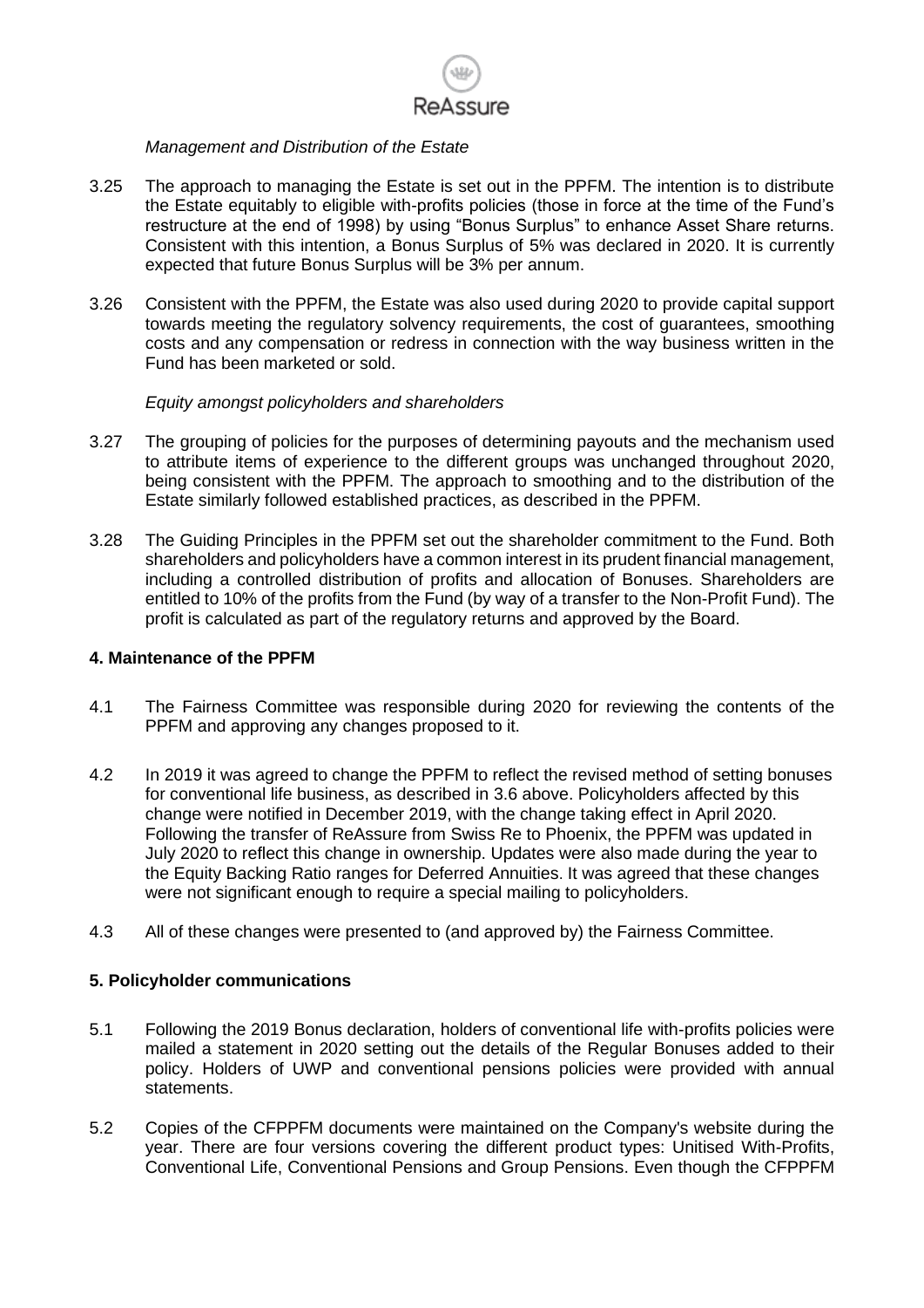*Management and Distribution of the Estate*

3.25 The approach to managing the Estate is set out in the PPFM. The intention is to distribute the Estate equitably to eligible with-profits policies (those in force at the time of the Fund's restructure at the end of 1998) by using "Bonus Surplus" to enhance Asset Share returns. Consistent with this intention, a Bonus Surplus of 5% was declared in 2020. It is currently expected that future Bonus Surplus will be 3% per annum.

3.26 Consistent with the PPFM, the Estate was also used during 2020 to provide capital support towards meeting the regulatory solvency requirements, the cost of guarantees, smoothing costs and any compensation or redress in connection with the way business written in the Fund has been marketed or sold.

*Equity amongst policyholders and shareholders*

3.27 The grouping of policies for the purposes of determining payouts and the mechanism used to attribute items of experience to the different groups was unchanged throughout 2020, being consistent with the PPFM. The approach to smoothing and to the distribution of the Estate similarly followed established practices, as described in the PPFM.

3.28 The Guiding Principles in the PPFM set out the shareholder commitment to the Fund. Both shareholders and policyholders have a common interest in its prudent financial management, including a controlled distribution of profits and allocation of Bonuses. Shareholders are entitled to 10% of the profits from the Fund (by way of a transfer to the Non-Profit Fund). The profit is calculated as part of the regulatory returns and approved by the Board.

## 4. Maintenance of the PPFM

4.1 The Fairness Committee was responsible during 2020 for reviewing the contents of the PPFM and approving any changes proposed to it.

4.2 In 2019 it was agreed to change the PPFM to reflect the revised method of setting bonuses for conventional life business, as described in 3.6 above. Policyholders affected by this change were notified in December 2019, with the change taking effect in April 2020. Following the transfer of ReAssure from Swiss Re to Phoenix, the PPFM was updated in July 2020 to reflect this change in ownership. Updates were also made during the year to the Equity Backing Ratio ranges for Deferred Annuities. It was agreed that these changes were not significant enough to require a special mailing to policyholders.

4.3 All of these changes were presented to (and approved by) the Fairness Committee.

## 5. Policyholder communications

5.1 Following the 2019 Bonus declaration, holders of conventional life with-profits policies were mailed a statement in 2020 setting out the details of the Regular Bonuses added to their policy. Holders of UWP and conventional pensions policies were provided with annual statements.

5.2 Copies of the CFPPFM documents were maintained on the Company's website during the year. There are four versions covering the different product types: Unitised With-Profits, Conventional Life, Conventional Pensions and Group Pensions. Even though the CFPPFM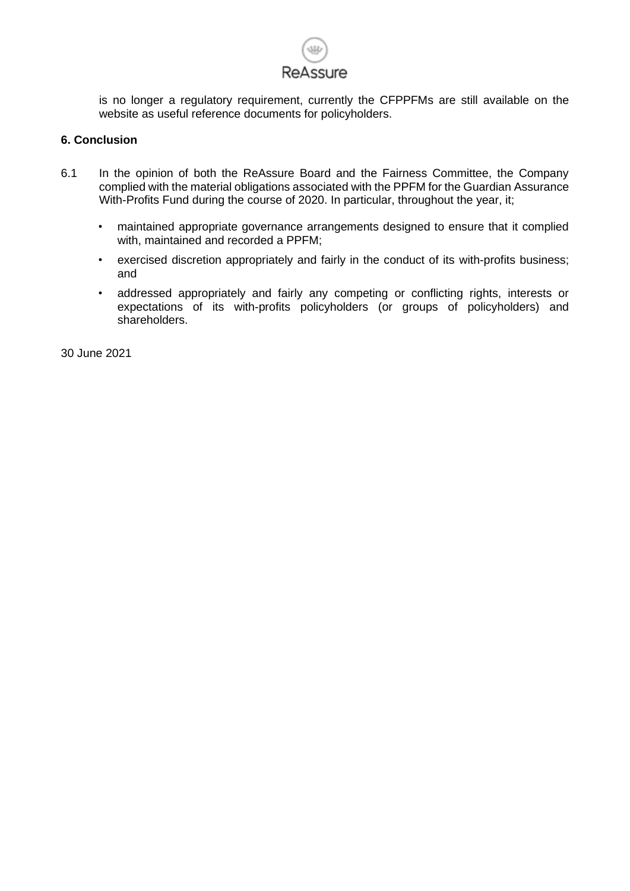is no longer a regulatory requirement, currently the CFPPFMs are still available on the website as useful reference documents for policyholders.

**6. Conclusion**

6.1 In the opinion of both the ReAssure Board and the Fairness Committee, the Company complied with the material obligations associated with the PPFM for the Guardian Assurance With-Profits Fund during the course of 2020. In particular, throughout the year, it;

- maintained appropriate governance arrangements designed to ensure that it complied with, maintained and recorded a PPFM;
- exercised discretion appropriately and fairly in the conduct of its with-profits business; and
- addressed appropriately and fairly any competing or conflicting rights, interests or expectations of its with-profits policyholders (or groups of policyholders) and shareholders.

30 June 2021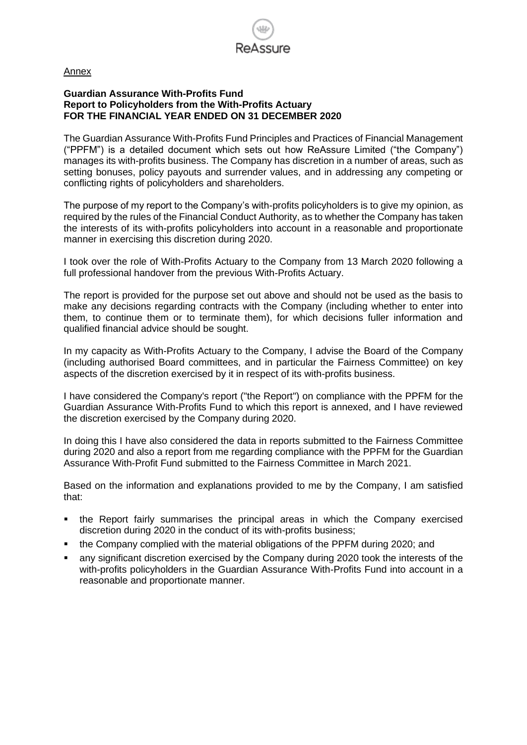Annex

**Guardian Assurance With-Profits Fund**
**Report to Policyholders from the With-Profits Actuary**
**FOR THE FINANCIAL YEAR ENDED ON 31 DECEMBER 2020**

The Guardian Assurance With-Profits Fund Principles and Practices of Financial Management ("PPFM") is a detailed document which sets out how ReAssure Limited ("the Company") manages its with-profits business. The Company has discretion in a number of areas, such as setting bonuses, policy payouts and surrender values, and in addressing any competing or conflicting rights of policyholders and shareholders.

The purpose of my report to the Company's with-profits policyholders is to give my opinion, as required by the rules of the Financial Conduct Authority, as to whether the Company has taken the interests of its with-profits policyholders into account in a reasonable and proportionate manner in exercising this discretion during 2020.

I took over the role of With-Profits Actuary to the Company from 13 March 2020 following a full professional handover from the previous With-Profits Actuary.

The report is provided for the purpose set out above and should not be used as the basis to make any decisions regarding contracts with the Company (including whether to enter into them, to continue them or to terminate them), for which decisions fuller information and qualified financial advice should be sought.

In my capacity as With-Profits Actuary to the Company, I advise the Board of the Company (including authorised Board committees, and in particular the Fairness Committee) on key aspects of the discretion exercised by it in respect of its with-profits business.

I have considered the Company's report ("the Report") on compliance with the PPFM for the Guardian Assurance With-Profits Fund to which this report is annexed, and I have reviewed the discretion exercised by the Company during 2020.

In doing this I have also considered the data in reports submitted to the Fairness Committee during 2020 and also a report from me regarding compliance with the PPFM for the Guardian Assurance With-Profit Fund submitted to the Fairness Committee in March 2021.

Based on the information and explanations provided to me by the Company, I am satisfied that:

- the Report fairly summarises the principal areas in which the Company exercised discretion during 2020 in the conduct of its with-profits business;
- the Company complied with the material obligations of the PPFM during 2020; and
- any significant discretion exercised by the Company during 2020 took the interests of the with-profits policyholders in the Guardian Assurance With-Profits Fund into account in a reasonable and proportionate manner.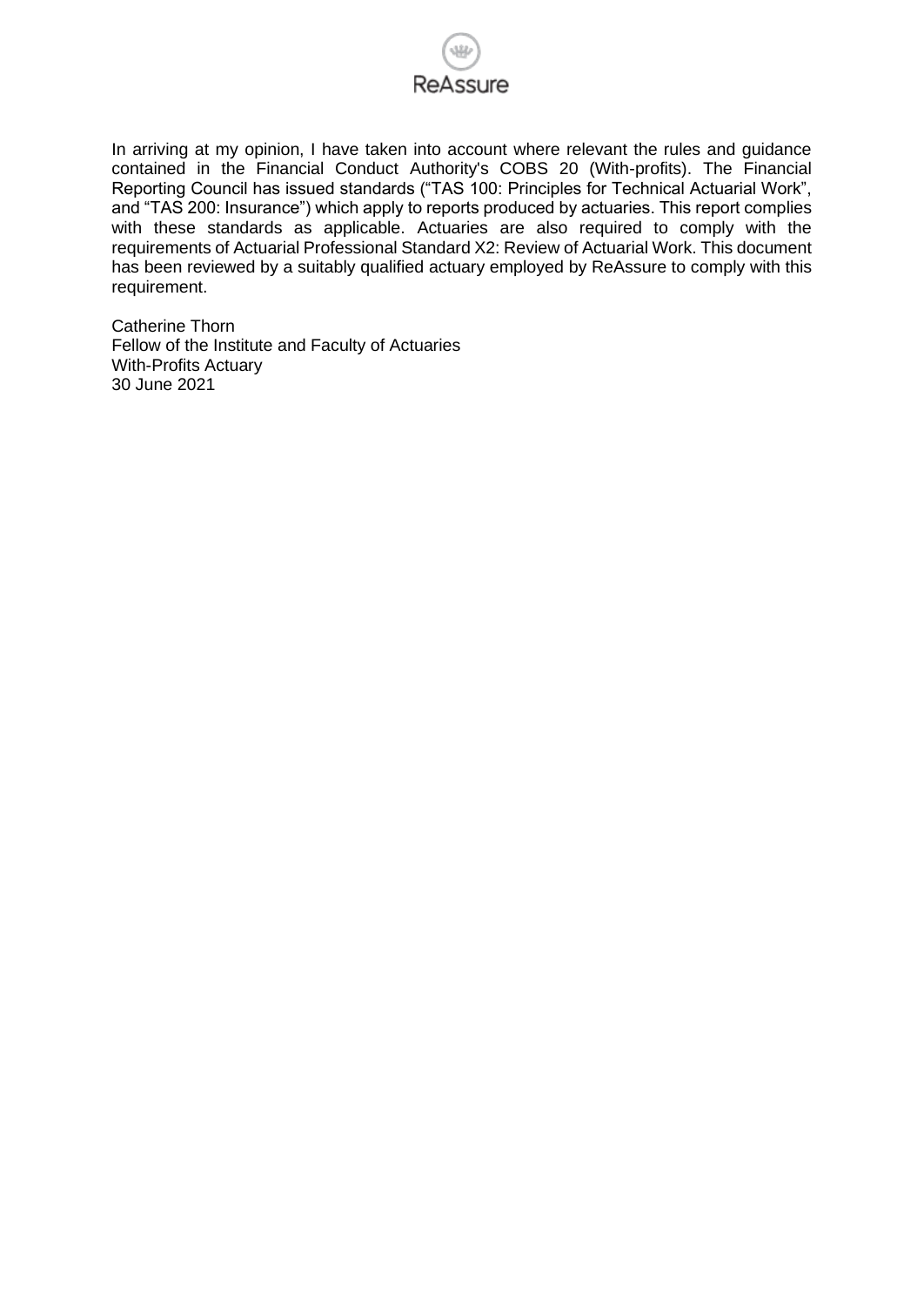In arriving at my opinion, I have taken into account where relevant the rules and guidance contained in the Financial Conduct Authority's COBS 20 (With-profits). The Financial Reporting Council has issued standards ("TAS 100: Principles for Technical Actuarial Work", and "TAS 200: Insurance") which apply to reports produced by actuaries. This report complies with these standards as applicable. Actuaries are also required to comply with the requirements of Actuarial Professional Standard X2: Review of Actuarial Work. This document has been reviewed by a suitably qualified actuary employed by ReAssure to comply with this requirement.

Catherine Thorn
Fellow of the Institute and Faculty of Actuaries
With-Profits Actuary
30 June 2021